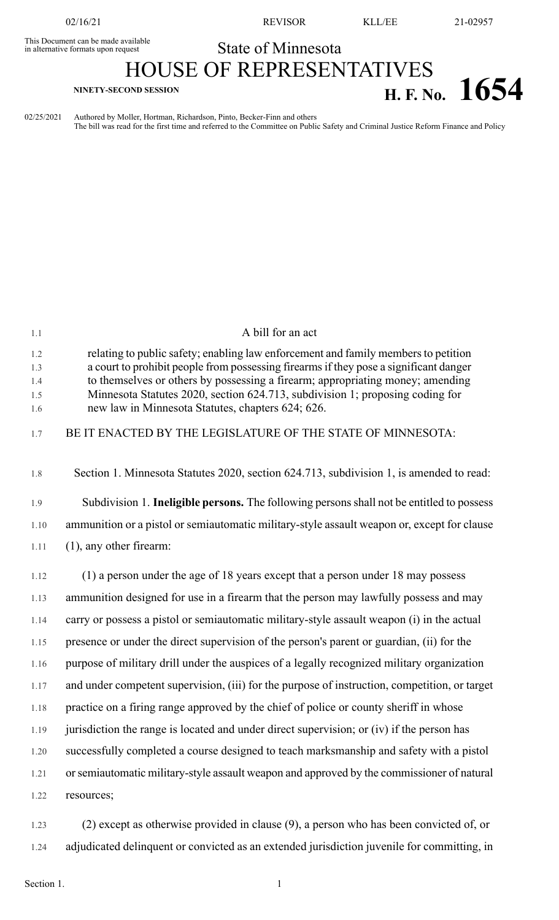This Document can be made available in alternative formats upon request

# State of Minnesota
# HOUSE OF REPRESENTATIVES

**NINETY-SECOND SESSION** **H. F. No. 1654**

02/25/2021 Authored by Moller, Hortman, Richardson, Pinto, Becker-Finn and others
The bill was read for the first time and referred to the Committee on Public Safety and Criminal Justice Reform Finance and Policy

A bill for an act

relating to public safety; enabling law enforcement and family members to petition a court to prohibit people from possessing firearms if they pose a significant danger to themselves or others by possessing a firearm; appropriating money; amending Minnesota Statutes 2020, section 624.713, subdivision 1; proposing coding for new law in Minnesota Statutes, chapters 624; 626.

BE IT ENACTED BY THE LEGISLATURE OF THE STATE OF MINNESOTA:

Section 1. Minnesota Statutes 2020, section 624.713, subdivision 1, is amended to read:

Subdivision 1. **Ineligible persons.** The following persons shall not be entitled to possess ammunition or a pistol or semiautomatic military-style assault weapon or, except for clause (1), any other firearm:

(1) a person under the age of 18 years except that a person under 18 may possess ammunition designed for use in a firearm that the person may lawfully possess and may carry or possess a pistol or semiautomatic military-style assault weapon (i) in the actual presence or under the direct supervision of the person's parent or guardian, (ii) for the purpose of military drill under the auspices of a legally recognized military organization and under competent supervision, (iii) for the purpose of instruction, competition, or target practice on a firing range approved by the chief of police or county sheriff in whose jurisdiction the range is located and under direct supervision; or (iv) if the person has successfully completed a course designed to teach marksmanship and safety with a pistol or semiautomatic military-style assault weapon and approved by the commissioner of natural resources;

(2) except as otherwise provided in clause (9), a person who has been convicted of, or adjudicated delinquent or convicted as an extended jurisdiction juvenile for committing, in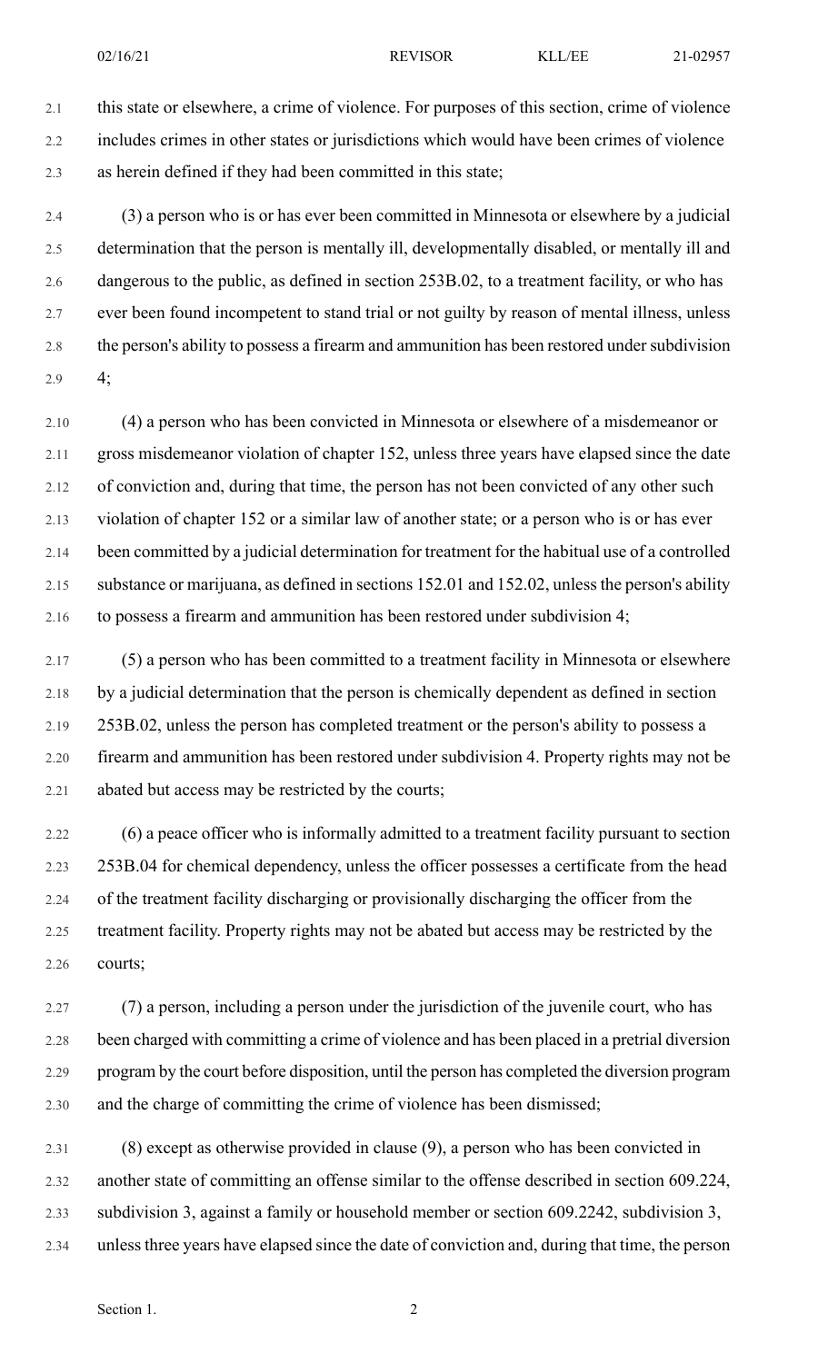this state or elsewhere, a crime of violence. For purposes of this section, crime of violence includes crimes in other states or jurisdictions which would have been crimes of violence as herein defined if they had been committed in this state;

(3) a person who is or has ever been committed in Minnesota or elsewhere by a judicial determination that the person is mentally ill, developmentally disabled, or mentally ill and dangerous to the public, as defined in section 253B.02, to a treatment facility, or who has ever been found incompetent to stand trial or not guilty by reason of mental illness, unless the person's ability to possess a firearm and ammunition has been restored under subdivision 4;

(4) a person who has been convicted in Minnesota or elsewhere of a misdemeanor or gross misdemeanor violation of chapter 152, unless three years have elapsed since the date of conviction and, during that time, the person has not been convicted of any other such violation of chapter 152 or a similar law of another state; or a person who is or has ever been committed by a judicial determination for treatment for the habitual use of a controlled substance or marijuana, as defined in sections 152.01 and 152.02, unless the person's ability to possess a firearm and ammunition has been restored under subdivision 4;

(5) a person who has been committed to a treatment facility in Minnesota or elsewhere by a judicial determination that the person is chemically dependent as defined in section 253B.02, unless the person has completed treatment or the person's ability to possess a firearm and ammunition has been restored under subdivision 4. Property rights may not be abated but access may be restricted by the courts;

(6) a peace officer who is informally admitted to a treatment facility pursuant to section 253B.04 for chemical dependency, unless the officer possesses a certificate from the head of the treatment facility discharging or provisionally discharging the officer from the treatment facility. Property rights may not be abated but access may be restricted by the courts;

(7) a person, including a person under the jurisdiction of the juvenile court, who has been charged with committing a crime of violence and has been placed in a pretrial diversion program by the court before disposition, until the person has completed the diversion program and the charge of committing the crime of violence has been dismissed;

(8) except as otherwise provided in clause (9), a person who has been convicted in another state of committing an offense similar to the offense described in section 609.224, subdivision 3, against a family or household member or section 609.2242, subdivision 3, unless three years have elapsed since the date of conviction and, during that time, the person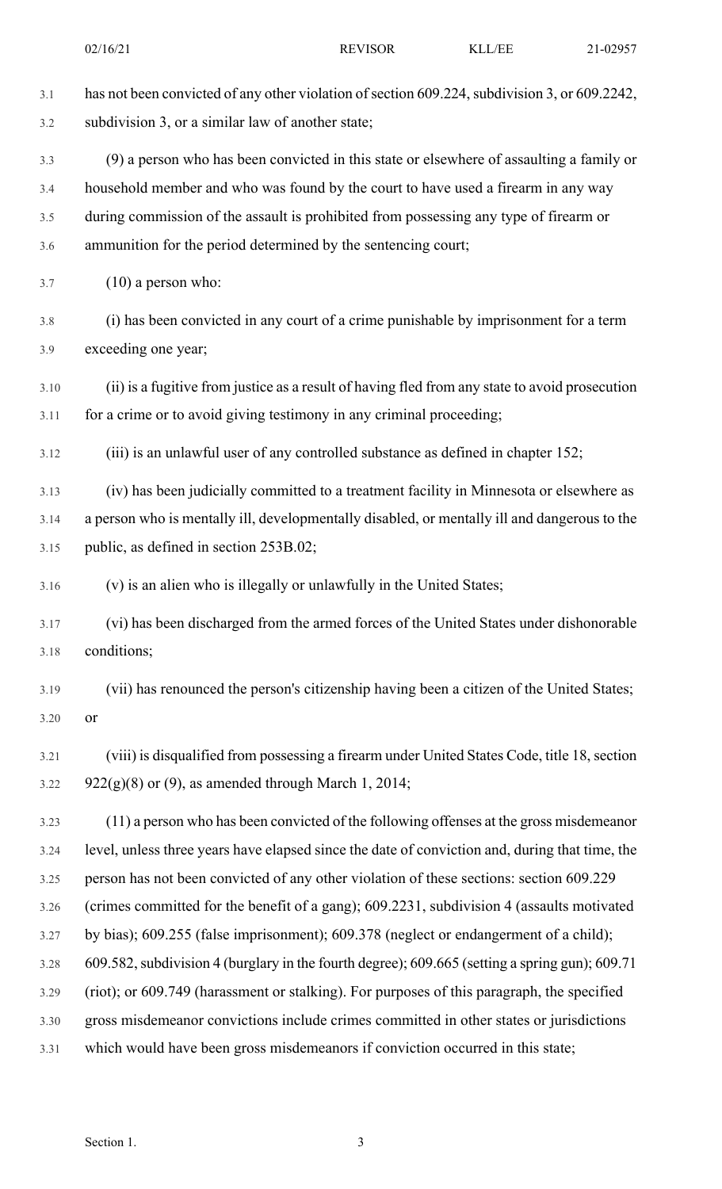has not been convicted of any other violation of section 609.224, subdivision 3, or 609.2242, subdivision 3, or a similar law of another state;

(9) a person who has been convicted in this state or elsewhere of assaulting a family or household member and who was found by the court to have used a firearm in any way during commission of the assault is prohibited from possessing any type of firearm or ammunition for the period determined by the sentencing court;

(10) a person who:

(i) has been convicted in any court of a crime punishable by imprisonment for a term exceeding one year;

(ii) is a fugitive from justice as a result of having fled from any state to avoid prosecution for a crime or to avoid giving testimony in any criminal proceeding;

(iii) is an unlawful user of any controlled substance as defined in chapter 152;

(iv) has been judicially committed to a treatment facility in Minnesota or elsewhere as a person who is mentally ill, developmentally disabled, or mentally ill and dangerous to the public, as defined in section 253B.02;

(v) is an alien who is illegally or unlawfully in the United States;

(vi) has been discharged from the armed forces of the United States under dishonorable conditions;

(vii) has renounced the person's citizenship having been a citizen of the United States; or

(viii) is disqualified from possessing a firearm under United States Code, title 18, section 922(g)(8) or (9), as amended through March 1, 2014;

(11) a person who has been convicted of the following offenses at the gross misdemeanor level, unless three years have elapsed since the date of conviction and, during that time, the person has not been convicted of any other violation of these sections: section 609.229 (crimes committed for the benefit of a gang); 609.2231, subdivision 4 (assaults motivated by bias); 609.255 (false imprisonment); 609.378 (neglect or endangerment of a child); 609.582, subdivision 4 (burglary in the fourth degree); 609.665 (setting a spring gun); 609.71 (riot); or 609.749 (harassment or stalking). For purposes of this paragraph, the specified gross misdemeanor convictions include crimes committed in other states or jurisdictions which would have been gross misdemeanors if conviction occurred in this state;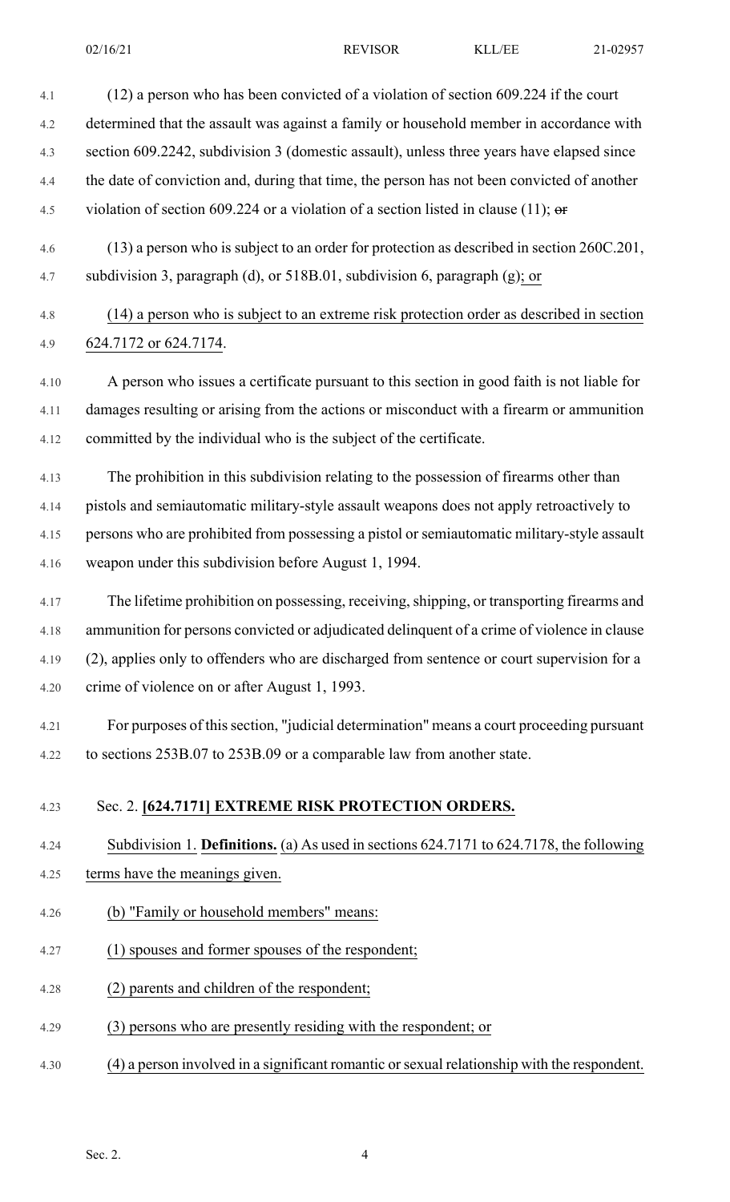(12) a person who has been convicted of a violation of section 609.224 if the court determined that the assault was against a family or household member in accordance with section 609.2242, subdivision 3 (domestic assault), unless three years have elapsed since the date of conviction and, during that time, the person has not been convicted of another violation of section 609.224 or a violation of a section listed in clause (11); ~~or~~

(13) a person who is subject to an order for protection as described in section 260C.201, subdivision 3, paragraph (d), or 518B.01, subdivision 6, paragraph (g); or

(14) a person who is subject to an extreme risk protection order as described in section 624.7172 or 624.7174.

A person who issues a certificate pursuant to this section in good faith is not liable for damages resulting or arising from the actions or misconduct with a firearm or ammunition committed by the individual who is the subject of the certificate.

The prohibition in this subdivision relating to the possession of firearms other than pistols and semiautomatic military-style assault weapons does not apply retroactively to persons who are prohibited from possessing a pistol or semiautomatic military-style assault weapon under this subdivision before August 1, 1994.

The lifetime prohibition on possessing, receiving, shipping, or transporting firearms and ammunition for persons convicted or adjudicated delinquent of a crime of violence in clause (2), applies only to offenders who are discharged from sentence or court supervision for a crime of violence on or after August 1, 1993.

For purposes of this section, "judicial determination" means a court proceeding pursuant to sections 253B.07 to 253B.09 or a comparable law from another state.

Sec. 2. **[624.7171] EXTREME RISK PROTECTION ORDERS.**

Subdivision 1. **Definitions.** (a) As used in sections 624.7171 to 624.7178, the following terms have the meanings given.

(b) "Family or household members" means:

(1) spouses and former spouses of the respondent;

(2) parents and children of the respondent;

(3) persons who are presently residing with the respondent; or

(4) a person involved in a significant romantic or sexual relationship with the respondent.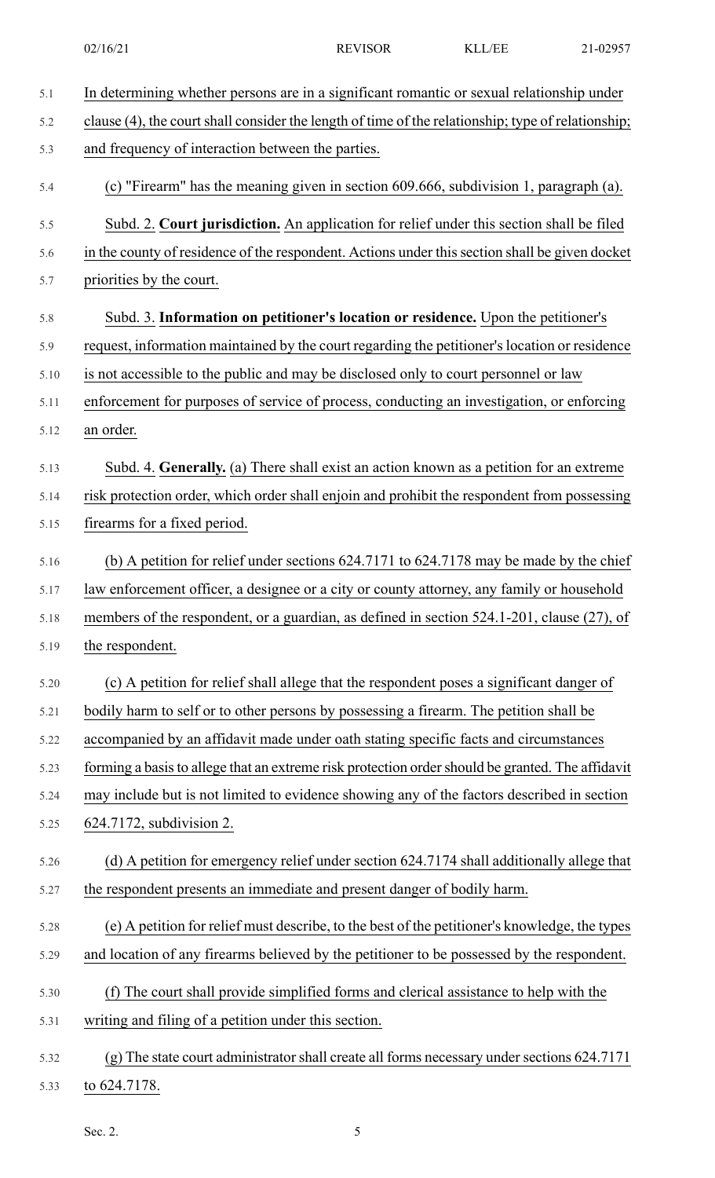In determining whether persons are in a significant romantic or sexual relationship under clause (4), the court shall consider the length of time of the relationship; type of relationship; and frequency of interaction between the parties.

(c) "Firearm" has the meaning given in section 609.666, subdivision 1, paragraph (a).

Subd. 2. **Court jurisdiction.** An application for relief under this section shall be filed in the county of residence of the respondent. Actions under this section shall be given docket priorities by the court.

Subd. 3. **Information on petitioner's location or residence.** Upon the petitioner's request, information maintained by the court regarding the petitioner's location or residence is not accessible to the public and may be disclosed only to court personnel or law enforcement for purposes of service of process, conducting an investigation, or enforcing an order.

Subd. 4. **Generally.** (a) There shall exist an action known as a petition for an extreme risk protection order, which order shall enjoin and prohibit the respondent from possessing firearms for a fixed period.

(b) A petition for relief under sections 624.7171 to 624.7178 may be made by the chief law enforcement officer, a designee or a city or county attorney, any family or household members of the respondent, or a guardian, as defined in section 524.1-201, clause (27), of the respondent.

(c) A petition for relief shall allege that the respondent poses a significant danger of bodily harm to self or to other persons by possessing a firearm. The petition shall be accompanied by an affidavit made under oath stating specific facts and circumstances forming a basis to allege that an extreme risk protection order should be granted. The affidavit may include but is not limited to evidence showing any of the factors described in section 624.7172, subdivision 2.

(d) A petition for emergency relief under section 624.7174 shall additionally allege that the respondent presents an immediate and present danger of bodily harm.

(e) A petition for relief must describe, to the best of the petitioner's knowledge, the types and location of any firearms believed by the petitioner to be possessed by the respondent.

(f) The court shall provide simplified forms and clerical assistance to help with the writing and filing of a petition under this section.

(g) The state court administrator shall create all forms necessary under sections 624.7171 to 624.7178.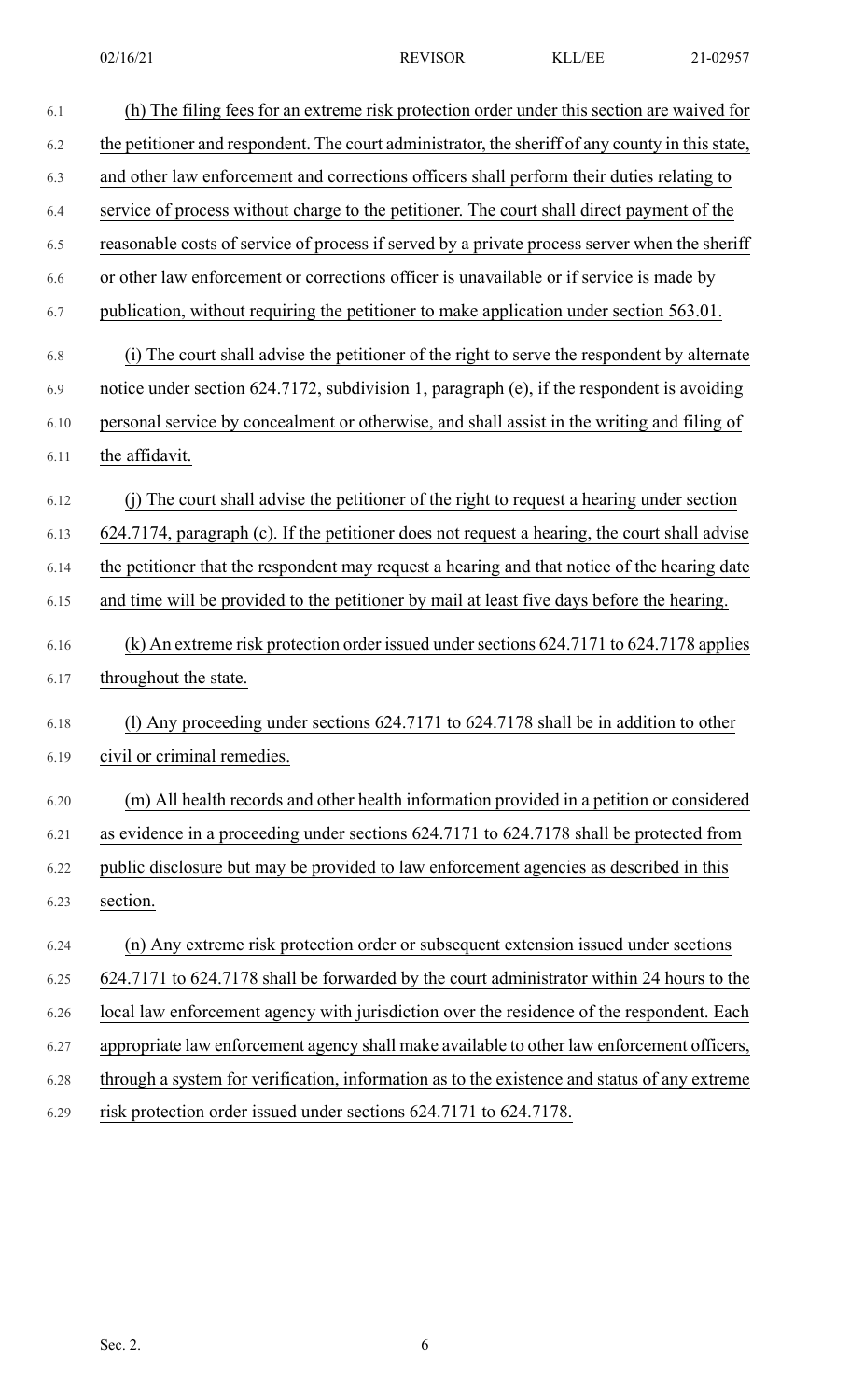(h) The filing fees for an extreme risk protection order under this section are waived for the petitioner and respondent. The court administrator, the sheriff of any county in this state, and other law enforcement and corrections officers shall perform their duties relating to service of process without charge to the petitioner. The court shall direct payment of the reasonable costs of service of process if served by a private process server when the sheriff or other law enforcement or corrections officer is unavailable or if service is made by publication, without requiring the petitioner to make application under section 563.01.

(i) The court shall advise the petitioner of the right to serve the respondent by alternate notice under section 624.7172, subdivision 1, paragraph (e), if the respondent is avoiding personal service by concealment or otherwise, and shall assist in the writing and filing of the affidavit.

(j) The court shall advise the petitioner of the right to request a hearing under section 624.7174, paragraph (c). If the petitioner does not request a hearing, the court shall advise the petitioner that the respondent may request a hearing and that notice of the hearing date and time will be provided to the petitioner by mail at least five days before the hearing.

(k) An extreme risk protection order issued under sections 624.7171 to 624.7178 applies throughout the state.

(l) Any proceeding under sections 624.7171 to 624.7178 shall be in addition to other civil or criminal remedies.

(m) All health records and other health information provided in a petition or considered as evidence in a proceeding under sections 624.7171 to 624.7178 shall be protected from public disclosure but may be provided to law enforcement agencies as described in this section.

(n) Any extreme risk protection order or subsequent extension issued under sections 624.7171 to 624.7178 shall be forwarded by the court administrator within 24 hours to the local law enforcement agency with jurisdiction over the residence of the respondent. Each appropriate law enforcement agency shall make available to other law enforcement officers, through a system for verification, information as to the existence and status of any extreme risk protection order issued under sections 624.7171 to 624.7178.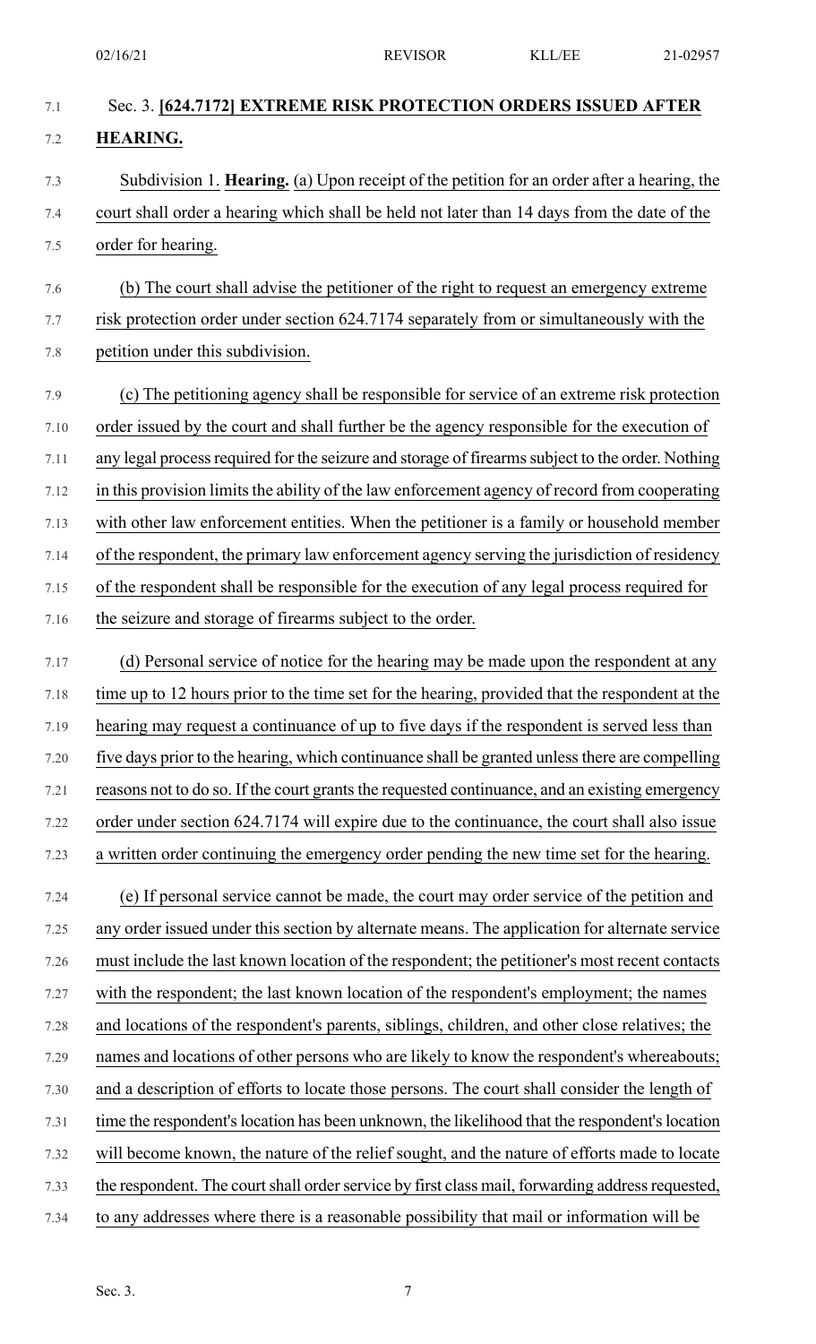Sec. 3. **[624.7172] EXTREME RISK PROTECTION ORDERS ISSUED AFTER HEARING.**

Subdivision 1. **Hearing.** (a) Upon receipt of the petition for an order after a hearing, the court shall order a hearing which shall be held not later than 14 days from the date of the order for hearing.

(b) The court shall advise the petitioner of the right to request an emergency extreme risk protection order under section 624.7174 separately from or simultaneously with the petition under this subdivision.

(c) The petitioning agency shall be responsible for service of an extreme risk protection order issued by the court and shall further be the agency responsible for the execution of any legal process required for the seizure and storage of firearms subject to the order. Nothing in this provision limits the ability of the law enforcement agency of record from cooperating with other law enforcement entities. When the petitioner is a family or household member of the respondent, the primary law enforcement agency serving the jurisdiction of residency of the respondent shall be responsible for the execution of any legal process required for the seizure and storage of firearms subject to the order.

(d) Personal service of notice for the hearing may be made upon the respondent at any time up to 12 hours prior to the time set for the hearing, provided that the respondent at the hearing may request a continuance of up to five days if the respondent is served less than five days prior to the hearing, which continuance shall be granted unless there are compelling reasons not to do so. If the court grants the requested continuance, and an existing emergency order under section 624.7174 will expire due to the continuance, the court shall also issue a written order continuing the emergency order pending the new time set for the hearing.

(e) If personal service cannot be made, the court may order service of the petition and any order issued under this section by alternate means. The application for alternate service must include the last known location of the respondent; the petitioner's most recent contacts with the respondent; the last known location of the respondent's employment; the names and locations of the respondent's parents, siblings, children, and other close relatives; the names and locations of other persons who are likely to know the respondent's whereabouts; and a description of efforts to locate those persons. The court shall consider the length of time the respondent's location has been unknown, the likelihood that the respondent's location will become known, the nature of the relief sought, and the nature of efforts made to locate the respondent. The court shall order service by first class mail, forwarding address requested, to any addresses where there is a reasonable possibility that mail or information will be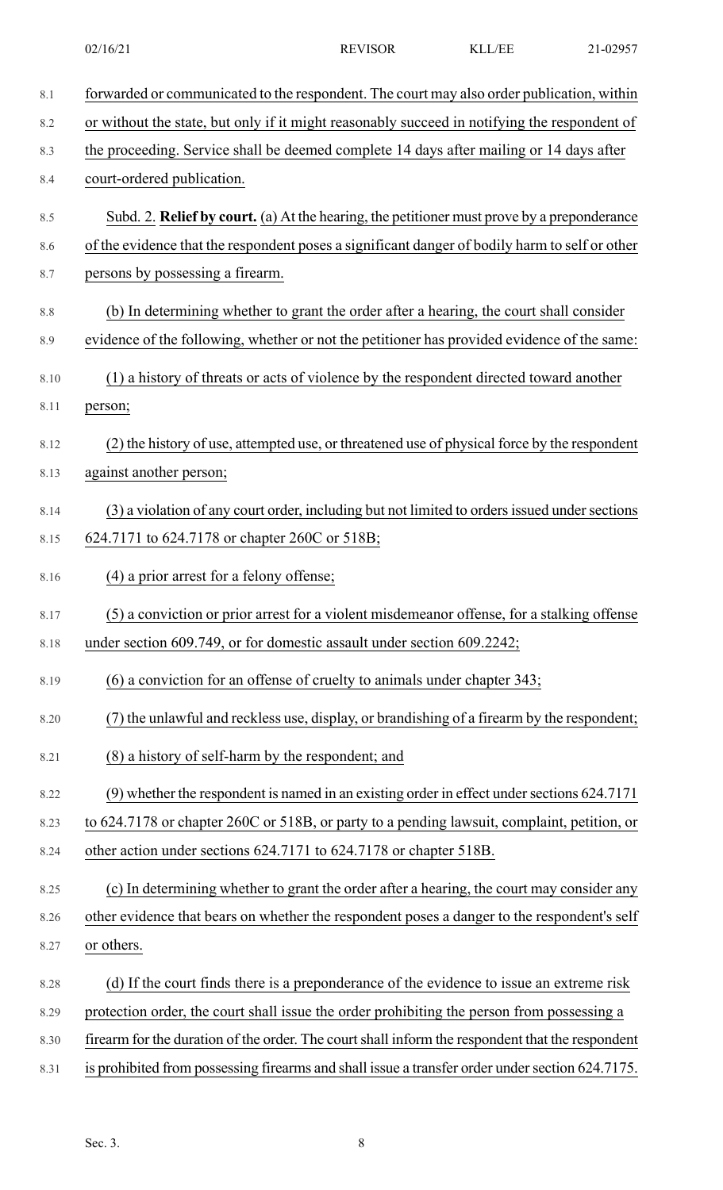forwarded or communicated to the respondent. The court may also order publication, within or without the state, but only if it might reasonably succeed in notifying the respondent of the proceeding. Service shall be deemed complete 14 days after mailing or 14 days after court-ordered publication.

Subd. 2. **Relief by court.** (a) At the hearing, the petitioner must prove by a preponderance of the evidence that the respondent poses a significant danger of bodily harm to self or other persons by possessing a firearm.

(b) In determining whether to grant the order after a hearing, the court shall consider evidence of the following, whether or not the petitioner has provided evidence of the same:

(1) a history of threats or acts of violence by the respondent directed toward another person;

(2) the history of use, attempted use, or threatened use of physical force by the respondent against another person;

(3) a violation of any court order, including but not limited to orders issued under sections 624.7171 to 624.7178 or chapter 260C or 518B;

(4) a prior arrest for a felony offense;

(5) a conviction or prior arrest for a violent misdemeanor offense, for a stalking offense under section 609.749, or for domestic assault under section 609.2242;

(6) a conviction for an offense of cruelty to animals under chapter 343;

(7) the unlawful and reckless use, display, or brandishing of a firearm by the respondent;

(8) a history of self-harm by the respondent; and

(9) whether the respondent is named in an existing order in effect under sections 624.7171 to 624.7178 or chapter 260C or 518B, or party to a pending lawsuit, complaint, petition, or other action under sections 624.7171 to 624.7178 or chapter 518B.

(c) In determining whether to grant the order after a hearing, the court may consider any other evidence that bears on whether the respondent poses a danger to the respondent's self or others.

(d) If the court finds there is a preponderance of the evidence to issue an extreme risk protection order, the court shall issue the order prohibiting the person from possessing a firearm for the duration of the order. The court shall inform the respondent that the respondent is prohibited from possessing firearms and shall issue a transfer order under section 624.7175.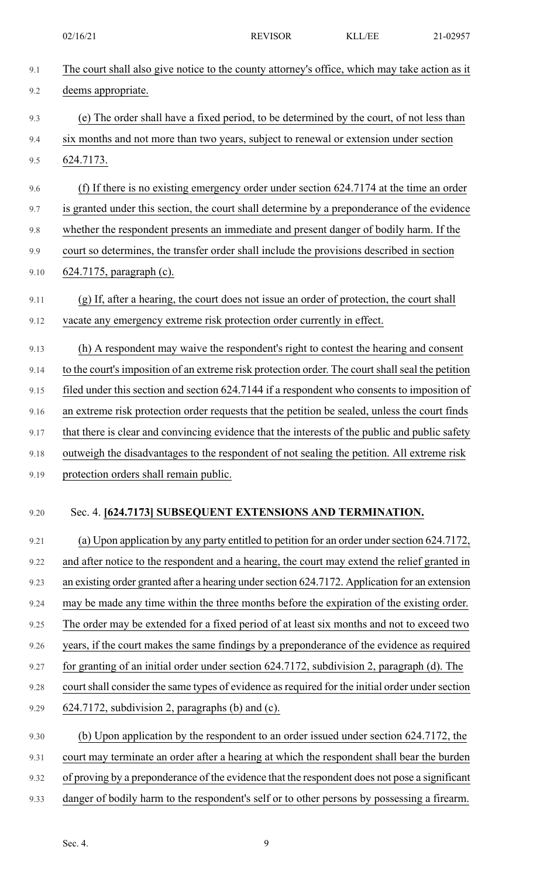The court shall also give notice to the county attorney's office, which may take action as it deems appropriate.

(e) The order shall have a fixed period, to be determined by the court, of not less than six months and not more than two years, subject to renewal or extension under section 624.7173.

(f) If there is no existing emergency order under section 624.7174 at the time an order is granted under this section, the court shall determine by a preponderance of the evidence whether the respondent presents an immediate and present danger of bodily harm. If the court so determines, the transfer order shall include the provisions described in section 624.7175, paragraph (c).

(g) If, after a hearing, the court does not issue an order of protection, the court shall vacate any emergency extreme risk protection order currently in effect.

(h) A respondent may waive the respondent's right to contest the hearing and consent to the court's imposition of an extreme risk protection order. The court shall seal the petition filed under this section and section 624.7144 if a respondent who consents to imposition of an extreme risk protection order requests that the petition be sealed, unless the court finds that there is clear and convincing evidence that the interests of the public and public safety outweigh the disadvantages to the respondent of not sealing the petition. All extreme risk protection orders shall remain public.

Sec. 4. **[624.7173] SUBSEQUENT EXTENSIONS AND TERMINATION.**

(a) Upon application by any party entitled to petition for an order under section 624.7172, and after notice to the respondent and a hearing, the court may extend the relief granted in an existing order granted after a hearing under section 624.7172. Application for an extension may be made any time within the three months before the expiration of the existing order. The order may be extended for a fixed period of at least six months and not to exceed two years, if the court makes the same findings by a preponderance of the evidence as required for granting of an initial order under section 624.7172, subdivision 2, paragraph (d). The court shall consider the same types of evidence as required for the initial order under section 624.7172, subdivision 2, paragraphs (b) and (c).

(b) Upon application by the respondent to an order issued under section 624.7172, the court may terminate an order after a hearing at which the respondent shall bear the burden of proving by a preponderance of the evidence that the respondent does not pose a significant danger of bodily harm to the respondent's self or to other persons by possessing a firearm.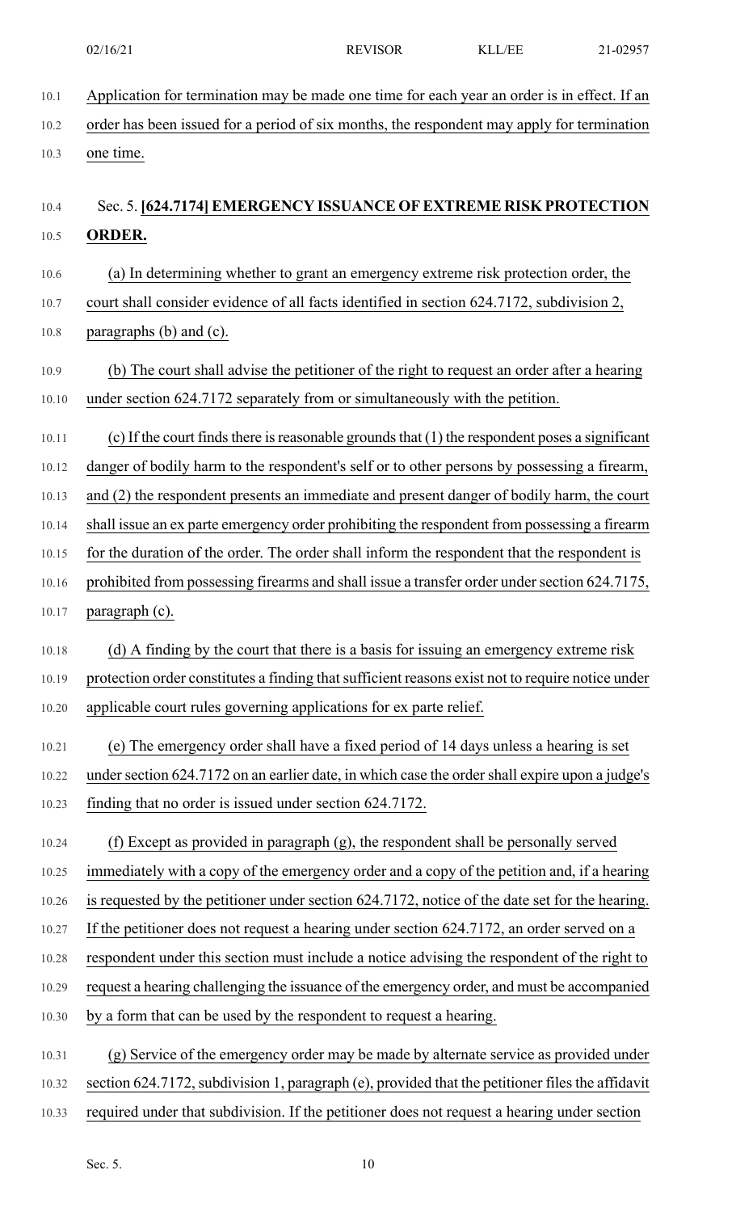Application for termination may be made one time for each year an order is in effect. If an order has been issued for a period of six months, the respondent may apply for termination one time.

Sec. 5. **[624.7174] EMERGENCY ISSUANCE OF EXTREME RISK PROTECTION ORDER.**

(a) In determining whether to grant an emergency extreme risk protection order, the court shall consider evidence of all facts identified in section 624.7172, subdivision 2, paragraphs (b) and (c).

(b) The court shall advise the petitioner of the right to request an order after a hearing under section 624.7172 separately from or simultaneously with the petition.

(c) If the court finds there is reasonable grounds that (1) the respondent poses a significant danger of bodily harm to the respondent's self or to other persons by possessing a firearm, and (2) the respondent presents an immediate and present danger of bodily harm, the court shall issue an ex parte emergency order prohibiting the respondent from possessing a firearm for the duration of the order. The order shall inform the respondent that the respondent is prohibited from possessing firearms and shall issue a transfer order under section 624.7175, paragraph (c).

(d) A finding by the court that there is a basis for issuing an emergency extreme risk protection order constitutes a finding that sufficient reasons exist not to require notice under applicable court rules governing applications for ex parte relief.

(e) The emergency order shall have a fixed period of 14 days unless a hearing is set under section 624.7172 on an earlier date, in which case the order shall expire upon a judge's finding that no order is issued under section 624.7172.

(f) Except as provided in paragraph (g), the respondent shall be personally served immediately with a copy of the emergency order and a copy of the petition and, if a hearing is requested by the petitioner under section 624.7172, notice of the date set for the hearing. If the petitioner does not request a hearing under section 624.7172, an order served on a respondent under this section must include a notice advising the respondent of the right to request a hearing challenging the issuance of the emergency order, and must be accompanied by a form that can be used by the respondent to request a hearing.

(g) Service of the emergency order may be made by alternate service as provided under section 624.7172, subdivision 1, paragraph (e), provided that the petitioner files the affidavit required under that subdivision. If the petitioner does not request a hearing under section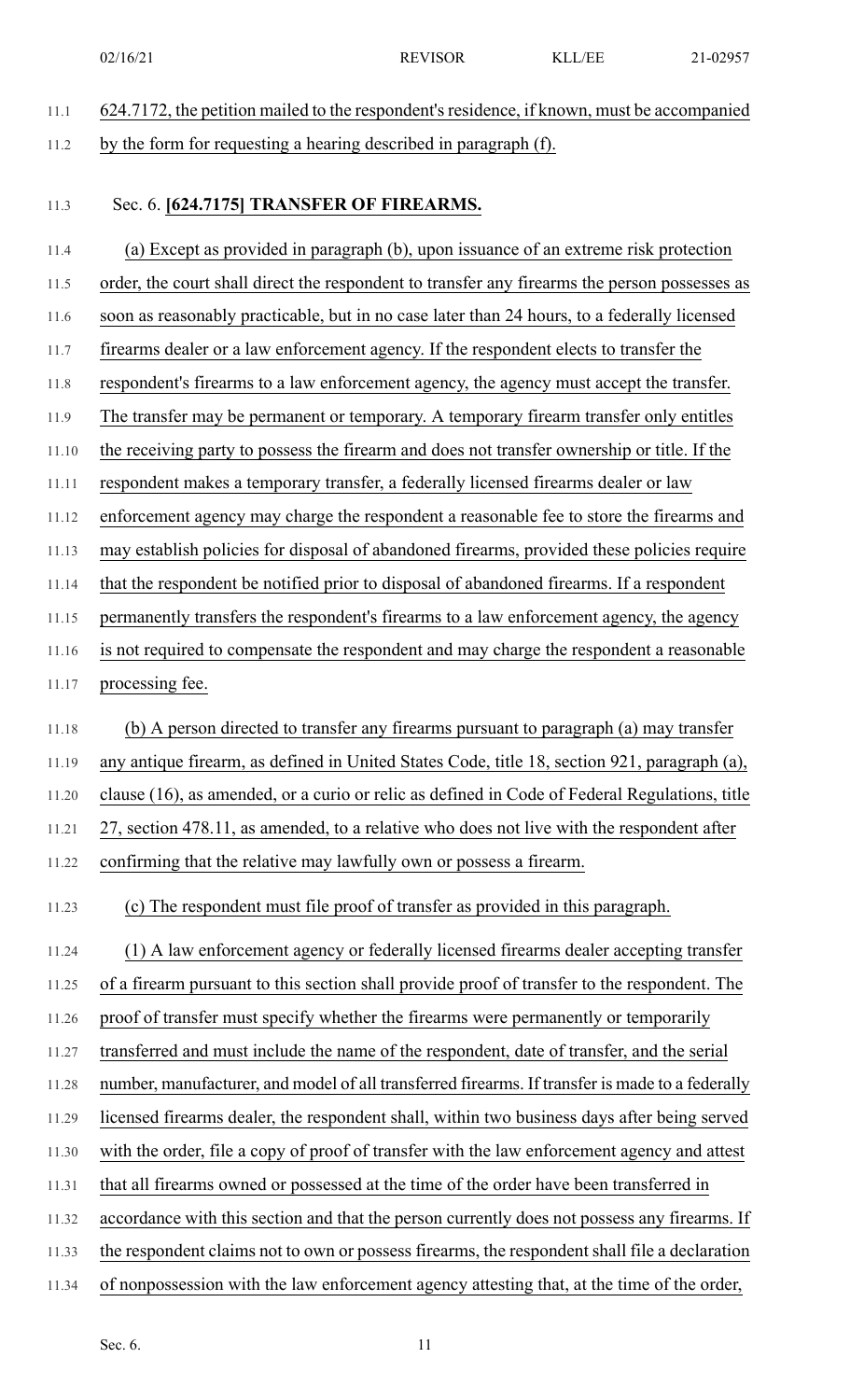624.7172, the petition mailed to the respondent's residence, if known, must be accompanied by the form for requesting a hearing described in paragraph (f).

Sec. 6. **[624.7175] TRANSFER OF FIREARMS.**

(a) Except as provided in paragraph (b), upon issuance of an extreme risk protection order, the court shall direct the respondent to transfer any firearms the person possesses as soon as reasonably practicable, but in no case later than 24 hours, to a federally licensed firearms dealer or a law enforcement agency. If the respondent elects to transfer the respondent's firearms to a law enforcement agency, the agency must accept the transfer. The transfer may be permanent or temporary. A temporary firearm transfer only entitles the receiving party to possess the firearm and does not transfer ownership or title. If the respondent makes a temporary transfer, a federally licensed firearms dealer or law enforcement agency may charge the respondent a reasonable fee to store the firearms and may establish policies for disposal of abandoned firearms, provided these policies require that the respondent be notified prior to disposal of abandoned firearms. If a respondent permanently transfers the respondent's firearms to a law enforcement agency, the agency is not required to compensate the respondent and may charge the respondent a reasonable processing fee.

(b) A person directed to transfer any firearms pursuant to paragraph (a) may transfer any antique firearm, as defined in United States Code, title 18, section 921, paragraph (a), clause (16), as amended, or a curio or relic as defined in Code of Federal Regulations, title 27, section 478.11, as amended, to a relative who does not live with the respondent after confirming that the relative may lawfully own or possess a firearm.

(c) The respondent must file proof of transfer as provided in this paragraph.

(1) A law enforcement agency or federally licensed firearms dealer accepting transfer of a firearm pursuant to this section shall provide proof of transfer to the respondent. The proof of transfer must specify whether the firearms were permanently or temporarily transferred and must include the name of the respondent, date of transfer, and the serial number, manufacturer, and model of all transferred firearms. If transfer is made to a federally licensed firearms dealer, the respondent shall, within two business days after being served with the order, file a copy of proof of transfer with the law enforcement agency and attest that all firearms owned or possessed at the time of the order have been transferred in accordance with this section and that the person currently does not possess any firearms. If the respondent claims not to own or possess firearms, the respondent shall file a declaration of nonpossession with the law enforcement agency attesting that, at the time of the order,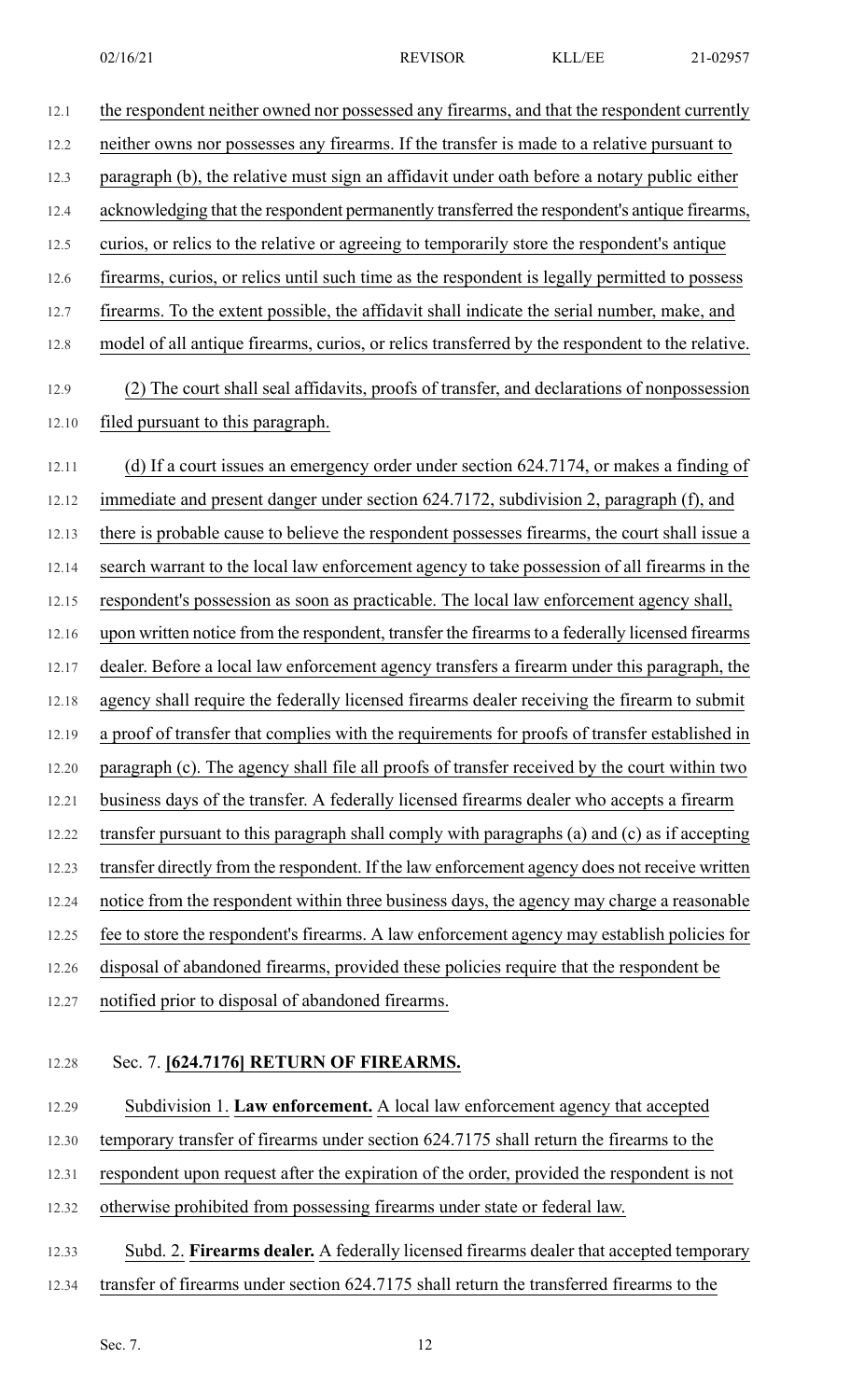the respondent neither owned nor possessed any firearms, and that the respondent currently neither owns nor possesses any firearms. If the transfer is made to a relative pursuant to paragraph (b), the relative must sign an affidavit under oath before a notary public either acknowledging that the respondent permanently transferred the respondent's antique firearms, curios, or relics to the relative or agreeing to temporarily store the respondent's antique firearms, curios, or relics until such time as the respondent is legally permitted to possess firearms. To the extent possible, the affidavit shall indicate the serial number, make, and model of all antique firearms, curios, or relics transferred by the respondent to the relative.

(2) The court shall seal affidavits, proofs of transfer, and declarations of nonpossession filed pursuant to this paragraph.

(d) If a court issues an emergency order under section 624.7174, or makes a finding of immediate and present danger under section 624.7172, subdivision 2, paragraph (f), and there is probable cause to believe the respondent possesses firearms, the court shall issue a search warrant to the local law enforcement agency to take possession of all firearms in the respondent's possession as soon as practicable. The local law enforcement agency shall, upon written notice from the respondent, transfer the firearms to a federally licensed firearms dealer. Before a local law enforcement agency transfers a firearm under this paragraph, the agency shall require the federally licensed firearms dealer receiving the firearm to submit a proof of transfer that complies with the requirements for proofs of transfer established in paragraph (c). The agency shall file all proofs of transfer received by the court within two business days of the transfer. A federally licensed firearms dealer who accepts a firearm transfer pursuant to this paragraph shall comply with paragraphs (a) and (c) as if accepting transfer directly from the respondent. If the law enforcement agency does not receive written notice from the respondent within three business days, the agency may charge a reasonable fee to store the respondent's firearms. A law enforcement agency may establish policies for disposal of abandoned firearms, provided these policies require that the respondent be notified prior to disposal of abandoned firearms.

Sec. 7. **[624.7176] RETURN OF FIREARMS.**

Subdivision 1. **Law enforcement.** A local law enforcement agency that accepted temporary transfer of firearms under section 624.7175 shall return the firearms to the respondent upon request after the expiration of the order, provided the respondent is not otherwise prohibited from possessing firearms under state or federal law.

Subd. 2. **Firearms dealer.** A federally licensed firearms dealer that accepted temporary transfer of firearms under section 624.7175 shall return the transferred firearms to the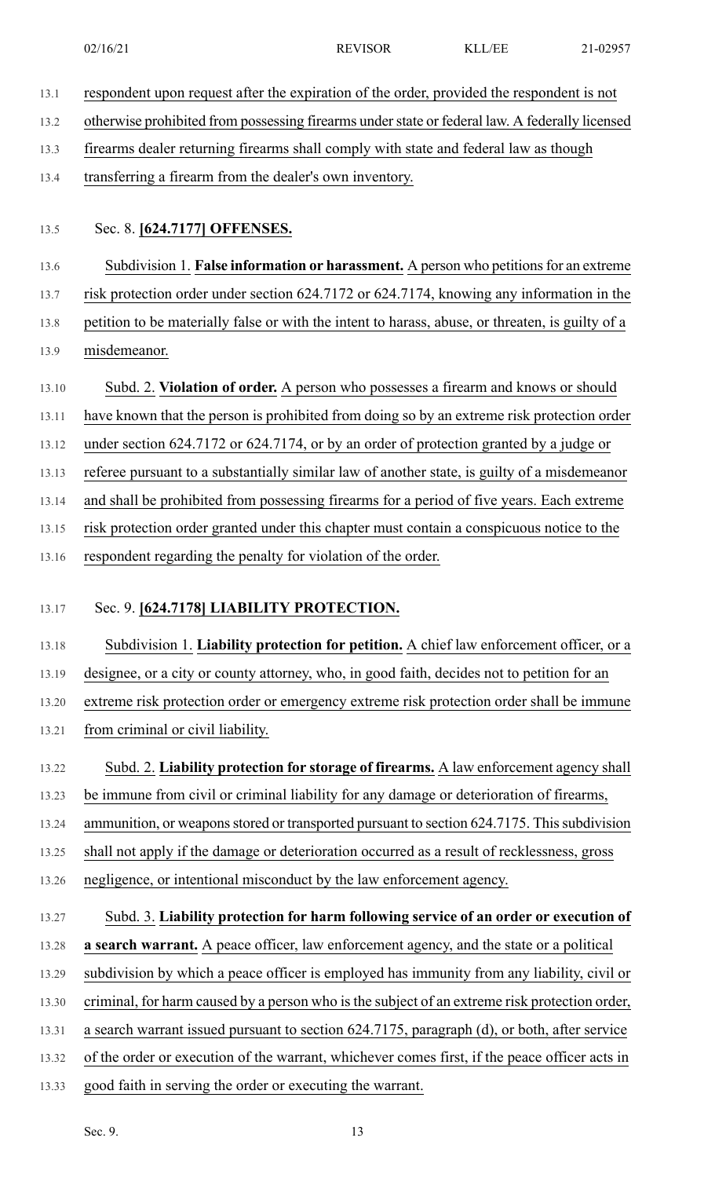respondent upon request after the expiration of the order, provided the respondent is not otherwise prohibited from possessing firearms under state or federal law. A federally licensed firearms dealer returning firearms shall comply with state and federal law as though transferring a firearm from the dealer's own inventory.

Sec. 8. **[624.7177] OFFENSES.**

Subdivision 1. **False information or harassment.** A person who petitions for an extreme risk protection order under section 624.7172 or 624.7174, knowing any information in the petition to be materially false or with the intent to harass, abuse, or threaten, is guilty of a misdemeanor.

Subd. 2. **Violation of order.** A person who possesses a firearm and knows or should have known that the person is prohibited from doing so by an extreme risk protection order under section 624.7172 or 624.7174, or by an order of protection granted by a judge or referee pursuant to a substantially similar law of another state, is guilty of a misdemeanor and shall be prohibited from possessing firearms for a period of five years. Each extreme risk protection order granted under this chapter must contain a conspicuous notice to the respondent regarding the penalty for violation of the order.

Sec. 9. **[624.7178] LIABILITY PROTECTION.**

Subdivision 1. **Liability protection for petition.** A chief law enforcement officer, or a designee, or a city or county attorney, who, in good faith, decides not to petition for an extreme risk protection order or emergency extreme risk protection order shall be immune from criminal or civil liability.

Subd. 2. **Liability protection for storage of firearms.** A law enforcement agency shall be immune from civil or criminal liability for any damage or deterioration of firearms, ammunition, or weapons stored or transported pursuant to section 624.7175. This subdivision shall not apply if the damage or deterioration occurred as a result of recklessness, gross negligence, or intentional misconduct by the law enforcement agency.

Subd. 3. **Liability protection for harm following service of an order or execution of a search warrant.** A peace officer, law enforcement agency, and the state or a political subdivision by which a peace officer is employed has immunity from any liability, civil or criminal, for harm caused by a person who is the subject of an extreme risk protection order, a search warrant issued pursuant to section 624.7175, paragraph (d), or both, after service of the order or execution of the warrant, whichever comes first, if the peace officer acts in good faith in serving the order or executing the warrant.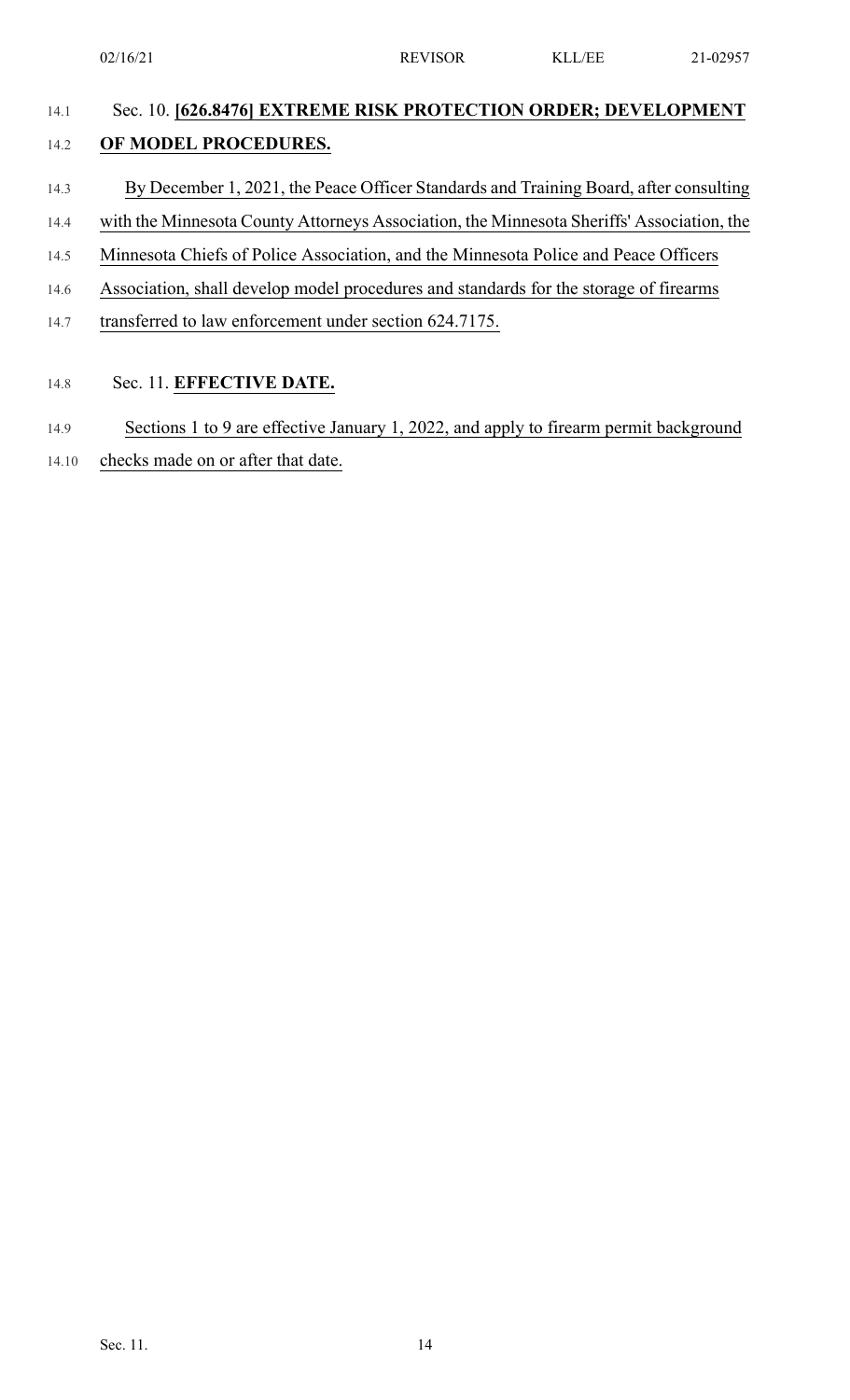Sec. 10. **[626.8476] EXTREME RISK PROTECTION ORDER; DEVELOPMENT OF MODEL PROCEDURES.**

By December 1, 2021, the Peace Officer Standards and Training Board, after consulting with the Minnesota County Attorneys Association, the Minnesota Sheriffs' Association, the Minnesota Chiefs of Police Association, and the Minnesota Police and Peace Officers Association, shall develop model procedures and standards for the storage of firearms transferred to law enforcement under section 624.7175.

Sec. 11. **EFFECTIVE DATE.**

Sections 1 to 9 are effective January 1, 2022, and apply to firearm permit background checks made on or after that date.